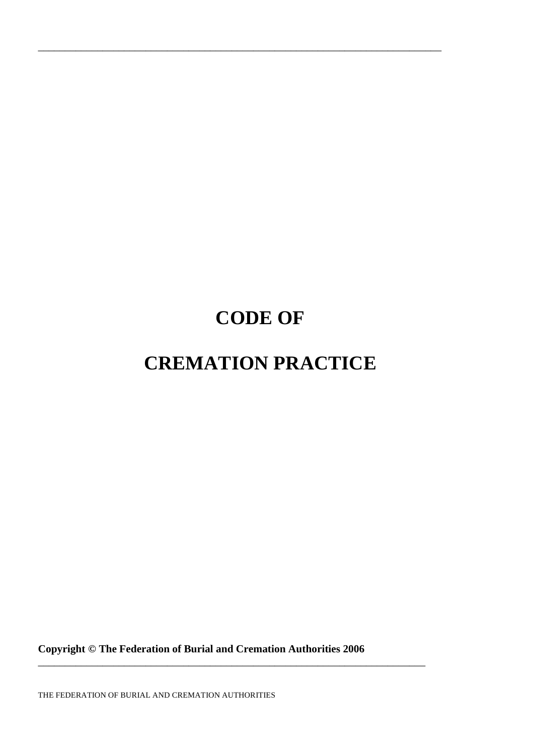# CODE OF

# CREMATION PRACTICE

**Copyright © The Federation of Burial and Cremation Authorities 2006**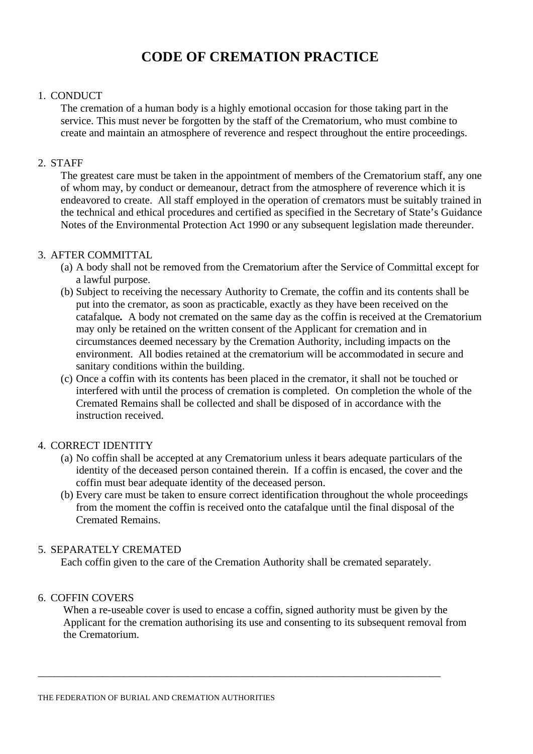# CODE OF CREMATION PRACTICE

1. CONDUCT

   The cremation of a human body is a highly emotional occasion for those taking part in the service. This must never be forgotten by the staff of the Crematorium, who must combine to create and maintain an atmosphere of reverence and respect throughout the entire proceedings.

2. STAFF

   The greatest care must be taken in the appointment of members of the Crematorium staff, any one of whom may, by conduct or demeanour, detract from the atmosphere of reverence which it is endeavored to create. All staff employed in the operation of cremators must be suitably trained in the technical and ethical procedures and certified as specified in the Secretary of State's Guidance Notes of the Environmental Protection Act 1990 or any subsequent legislation made thereunder.

3. AFTER COMMITTAL

   (a) A body shall not be removed from the Crematorium after the Service of Committal except for a lawful purpose.

   (b) Subject to receiving the necessary Authority to Cremate, the coffin and its contents shall be put into the cremator, as soon as practicable, exactly as they have been received on the catafalque**.** A body not cremated on the same day as the coffin is received at the Crematorium may only be retained on the written consent of the Applicant for cremation and in circumstances deemed necessary by the Cremation Authority, including impacts on the environment. All bodies retained at the crematorium will be accommodated in secure and sanitary conditions within the building.

   (c) Once a coffin with its contents has been placed in the cremator, it shall not be touched or interfered with until the process of cremation is completed. On completion the whole of the Cremated Remains shall be collected and shall be disposed of in accordance with the instruction received.

4. CORRECT IDENTITY

   (a) No coffin shall be accepted at any Crematorium unless it bears adequate particulars of the identity of the deceased person contained therein. If a coffin is encased, the cover and the coffin must bear adequate identity of the deceased person.

   (b) Every care must be taken to ensure correct identification throughout the whole proceedings from the moment the coffin is received onto the catafalque until the final disposal of the Cremated Remains.

5. SEPARATELY CREMATED

   Each coffin given to the care of the Cremation Authority shall be cremated separately.

6. COFFIN COVERS

   When a re-useable cover is used to encase a coffin, signed authority must be given by the Applicant for the cremation authorising its use and consenting to its subsequent removal from the Crematorium.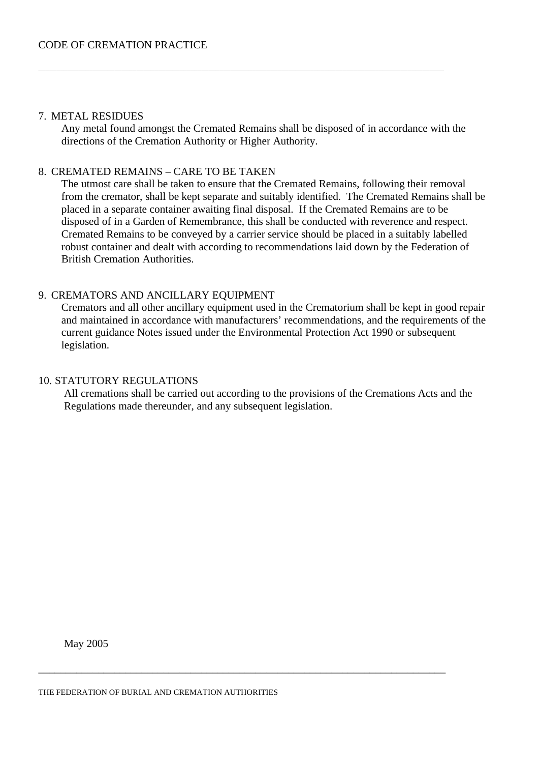## 7. METAL RESIDUES

Any metal found amongst the Cremated Remains shall be disposed of in accordance with the directions of the Cremation Authority or Higher Authority.

## 8. CREMATED REMAINS – CARE TO BE TAKEN

The utmost care shall be taken to ensure that the Cremated Remains, following their removal from the cremator, shall be kept separate and suitably identified. The Cremated Remains shall be placed in a separate container awaiting final disposal. If the Cremated Remains are to be disposed of in a Garden of Remembrance, this shall be conducted with reverence and respect. Cremated Remains to be conveyed by a carrier service should be placed in a suitably labelled robust container and dealt with according to recommendations laid down by the Federation of British Cremation Authorities.

## 9. CREMATORS AND ANCILLARY EQUIPMENT

Cremators and all other ancillary equipment used in the Crematorium shall be kept in good repair and maintained in accordance with manufacturers' recommendations, and the requirements of the current guidance Notes issued under the Environmental Protection Act 1990 or subsequent legislation.

## 10. STATUTORY REGULATIONS

All cremations shall be carried out according to the provisions of the Cremations Acts and the Regulations made thereunder, and any subsequent legislation.

May 2005